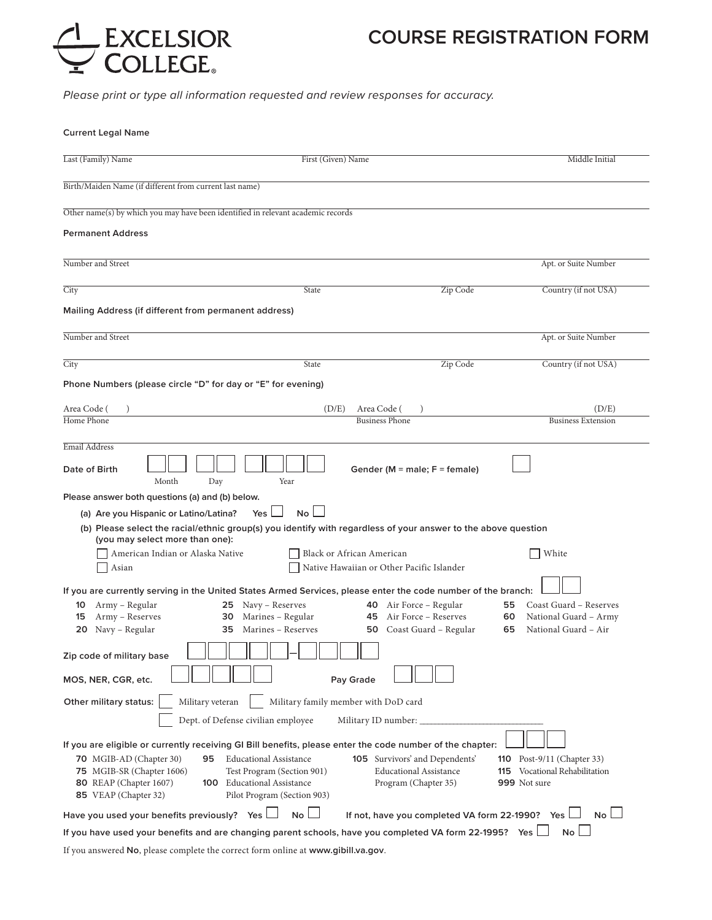# COURSE REGISTRATION FORM

*Please print or type all information requested and review responses for accuracy.*

**Current Legal Name**

Last (Family) Name | First (Given) Name | Middle Initial

Birth/Maiden Name (if different from current last name)

Other name(s) by which you may have been identified in relevant academic records

**Permanent Address**

Number and Street | Apt. or Suite Number

City | State | Zip Code | Country (if not USA)

**Mailing Address (if different from permanent address)**

Number and Street | Apt. or Suite Number

City | State | Zip Code | Country (if not USA)

**Phone Numbers (please circle "D" for day or "E" for evening)**

Area Code ( ) (D/E) | Area Code ( ) (D/E)

Home Phone | Business Phone | Business Extension

Email Address

**Date of Birth** ☐☐ ☐☐ ☐☐☐☐ (Month / Day / Year)

**Gender (M = male; F = female)** ☐

**Please answer both questions (a) and (b) below.**

**(a) Are you Hispanic or Latino/Latina?** Yes ☐ No ☐

**(b) Please select the racial/ethnic group(s) you identify with regardless of your answer to the above question (you may select more than one):**

- ☐ American Indian or Alaska Native
- ☐ Asian
- ☐ Black or African American
- ☐ Native Hawaiian or Other Pacific Islander
- ☐ White

**If you are currently serving in the United States Armed Services, please enter the code number of the branch:** ☐☐

| | | | |
|---|---|---|---|
| **10** Army – Regular | **25** Navy – Reserves | **40** Air Force – Regular | **55** Coast Guard – Reserves |
| **15** Army – Reserves | **30** Marines – Regular | **45** Air Force – Reserves | **60** National Guard – Army |
| **20** Navy – Regular | **35** Marines – Reserves | **50** Coast Guard – Regular | **65** National Guard – Air |

**Zip code of military base** ☐☐☐☐☐–☐☐☐☐

**MOS, NER, CGR, etc.** ☐☐☐☐☐ **Pay Grade** ☐☐☐

**Other military status:** ☐ Military veteran ☐ Military family member with DoD card

☐ Dept. of Defense civilian employee Military ID number: ___________________________

**If you are eligible or currently receiving GI Bill benefits, please enter the code number of the chapter:** ☐☐☐

| | | | |
|---|---|---|---|
| **70** MGIB-AD (Chapter 30) | **95** Educational Assistance Test Program (Section 901) | **105** Survivors' and Dependents' Educational Assistance Program (Chapter 35) | **110** Post-9/11 (Chapter 33) |
| **75** MGIB-SR (Chapter 1606) | **100** Educational Assistance Pilot Program (Section 903) | | **115** Vocational Rehabilitation |
| **80** REAP (Chapter 1607) | | | **999** Not sure |
| **85** VEAP (Chapter 32) | | | |

**Have you used your benefits previously?** Yes ☐ No ☐ **If not, have you completed VA form 22-1990?** Yes ☐ No ☐

**If you have used your benefits and are changing parent schools, have you completed VA form 22-1995?** Yes ☐ No ☐

If you answered **No**, please complete the correct form online at **www.gibill.va.gov**.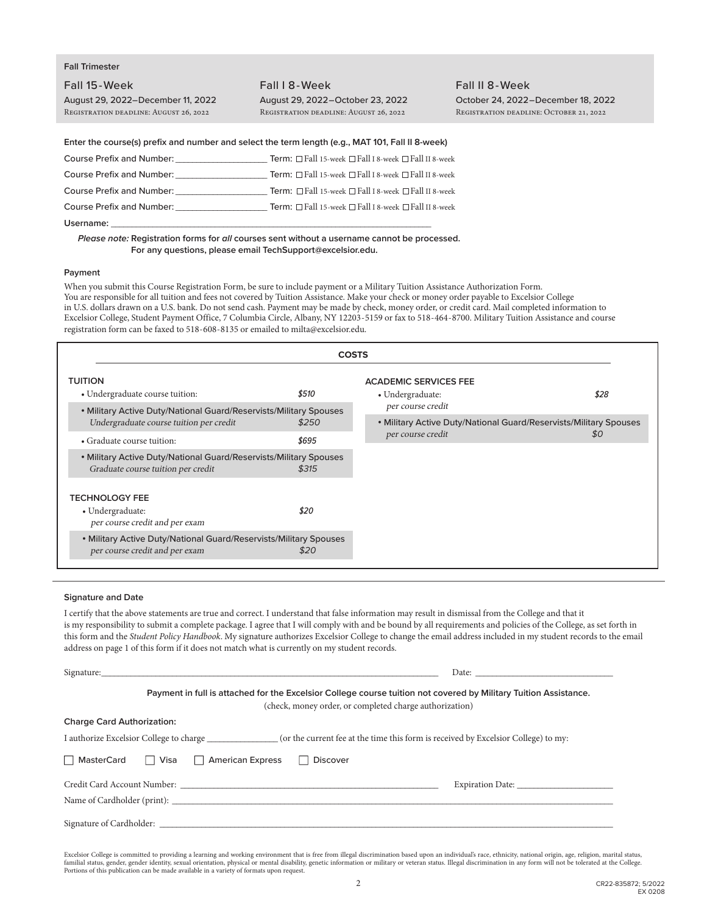**Fall Trimester**

| Fall 15-Week | Fall I 8-Week | Fall II 8-Week |
|---|---|---|
| August 29, 2022–December 11, 2022 | August 29, 2022–October 23, 2022 | October 24, 2022–December 18, 2022 |
| Registration deadline: August 26, 2022 | Registration deadline: August 26, 2022 | Registration deadline: October 21, 2022 |

**Enter the course(s) prefix and number and select the term length (e.g., MAT 101, Fall II 8-week)**

Course Prefix and Number: ____________________ Term: ☐ Fall 15-week ☐ Fall I 8-week ☐ Fall II 8-week

Course Prefix and Number: ____________________ Term: ☐ Fall 15-week ☐ Fall I 8-week ☐ Fall II 8-week

Course Prefix and Number: ____________________ Term: ☐ Fall 15-week ☐ Fall I 8-week ☐ Fall II 8-week

Course Prefix and Number: ____________________ Term: ☐ Fall 15-week ☐ Fall I 8-week ☐ Fall II 8-week

Username: ____________________________________________________________

*Please note:* **Registration forms for *all* courses sent without a username cannot be processed. For any questions, please email TechSupport@excelsior.edu.**

**Payment**

When you submit this Course Registration Form, be sure to include payment or a Military Tuition Assistance Authorization Form. You are responsible for all tuition and fees not covered by Tuition Assistance. Make your check or money order payable to Excelsior College in U.S. dollars drawn on a U.S. bank. Do not send cash. Payment may be made by check, money order, or credit card. Mail completed information to Excelsior College, Student Payment Office, 7 Columbia Circle, Albany, NY 12203-5159 or fax to 518-464-8700. Military Tuition Assistance and course registration form can be faxed to 518-608-8135 or emailed to milta@excelsior.edu.

**COSTS**

**TUITION**

| | |
|---|---|
| • Undergraduate course tuition: | *$510* |
| • Military Active Duty/National Guard/Reservists/Military Spouses *Undergraduate course tuition per credit* | *$250* |
| • Graduate course tuition: | *$695* |
| • Military Active Duty/National Guard/Reservists/Military Spouses *Graduate course tuition per credit* | *$315* |

**TECHNOLOGY FEE**

| | |
|---|---|
| • Undergraduate: *per course credit and per exam* | *$20* |
| • Military Active Duty/National Guard/Reservists/Military Spouses *per course credit and per exam* | *$20* |

**ACADEMIC SERVICES FEE**

| | |
|---|---|
| • Undergraduate: *per course credit* | *$28* |
| • Military Active Duty/National Guard/Reservists/Military Spouses *per course credit* | *$0* |

**Signature and Date**

I certify that the above statements are true and correct. I understand that false information may result in dismissal from the College and that it is my responsibility to submit a complete package. I agree that I will comply with and be bound by all requirements and policies of the College, as set forth in this form and the *Student Policy Handbook*. My signature authorizes Excelsior College to change the email address included in my student records to the email address on page 1 of this form if it does not match what is currently on my student records.

Signature: ____________________________________________ Date: ____________________

**Payment in full is attached for the Excelsior College course tuition not covered by Military Tuition Assistance.**
(check, money order, or completed charge authorization)

**Charge Card Authorization:**

I authorize Excelsior College to charge ______________ (or the current fee at the time this form is received by Excelsior College) to my:

☐ MasterCard ☐ Visa ☐ American Express ☐ Discover

Credit Card Account Number: ____________________________________ Expiration Date: ____________________

Name of Cardholder (print): ____________________________________________________________

Signature of Cardholder: ____________________________________________________________

Excelsior College is committed to providing a learning and working environment that is free from illegal discrimination based upon an individual's race, ethnicity, national origin, age, religion, marital status, familial status, gender, gender identity, sexual orientation, physical or mental disability, genetic information or military or veteran status. Illegal discrimination in any form will not be tolerated at the College. Portions of this publication can be made available in a variety of formats upon request.

CR22-835872; 5/2022
EX 0208